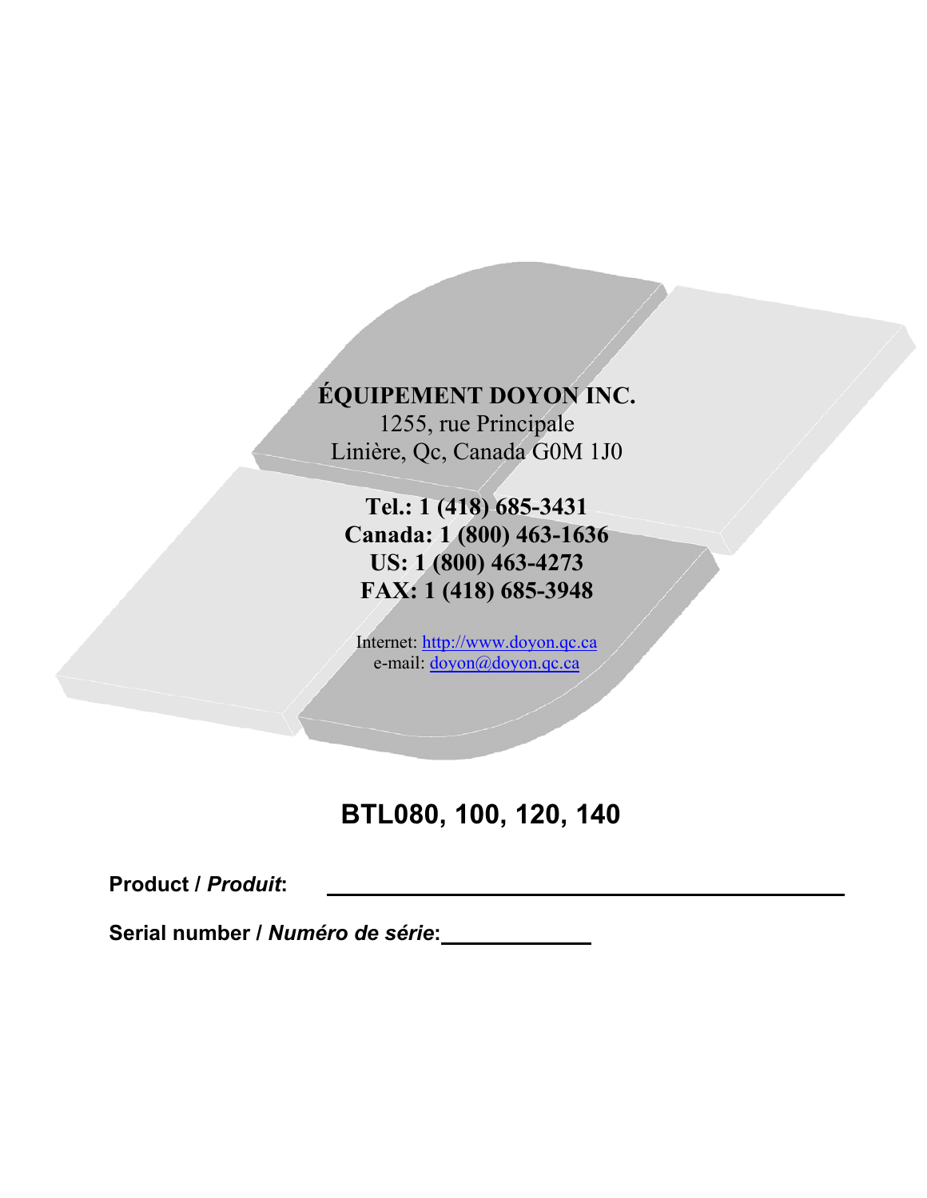**ÉQUIPEMENT DOYON INC.**
1255, rue Principale
Linière, Qc, Canada G0M 1J0

**Tel.: 1 (418) 685-3431**
**Canada: 1 (800) 463-1636**
**US: 1 (800) 463-4273**
**FAX: 1 (418) 685-3948**

Internet: http://www.doyon.qc.ca
e-mail: doyon@doyon.qc.ca

# BTL080, 100, 120, 140

**Product / *Produit*:** ______________________________

**Serial number / *Numéro de série*:** ____________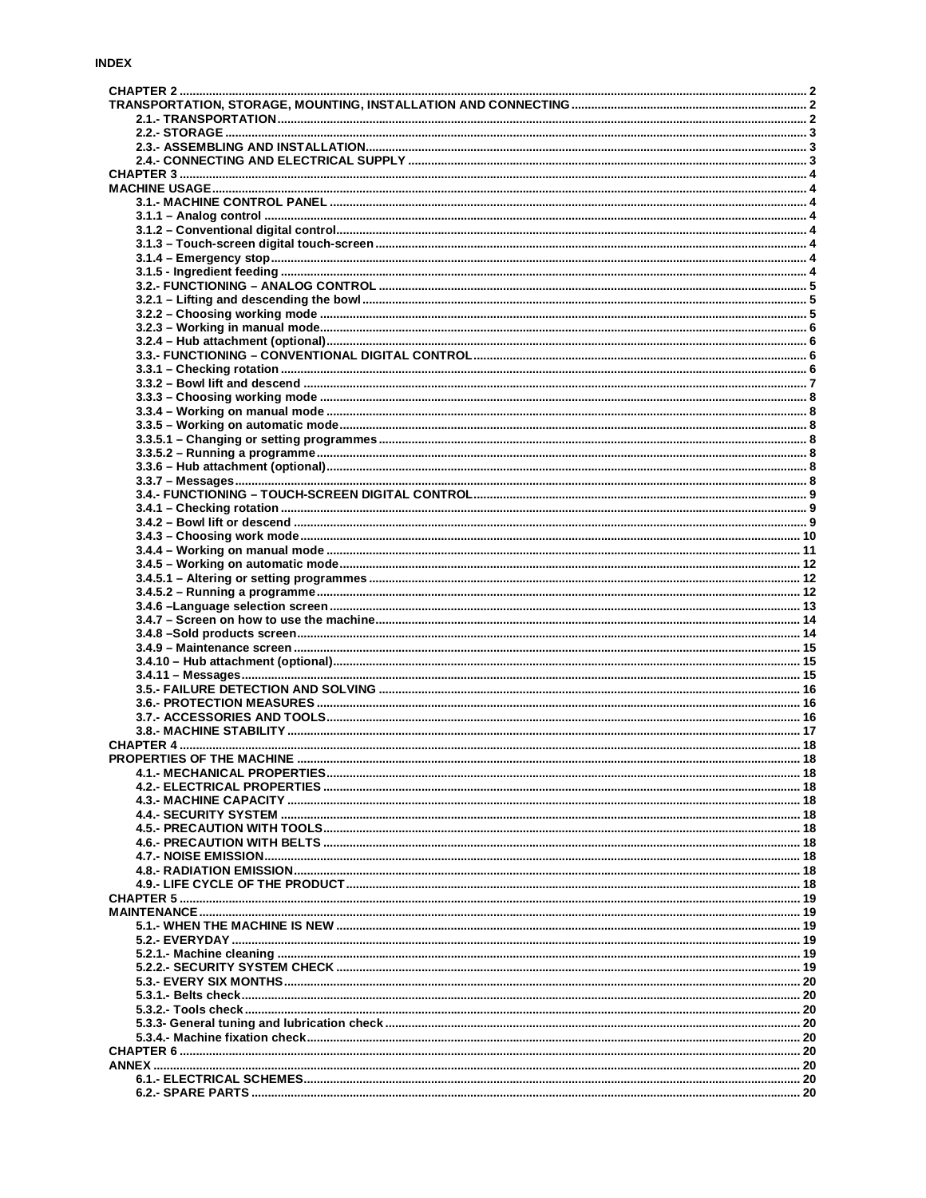**INDEX**

CHAPTER 2 .... 2
TRANSPORTATION, STORAGE, MOUNTING, INSTALLATION AND CONNECTING .... 2
2.1.- TRANSPORTATION .... 2
2.2.- STORAGE .... 3
2.3.- ASSEMBLING AND INSTALLATION .... 3
2.4.- CONNECTING AND ELECTRICAL SUPPLY .... 3
CHAPTER 3 .... 4
MACHINE USAGE .... 4
3.1.- MACHINE CONTROL PANEL .... 4
3.1.1 – Analog control .... 4
3.1.2 – Conventional digital control .... 4
3.1.3 – Touch-screen digital touch-screen .... 4
3.1.4 – Emergency stop .... 4
3.1.5 - Ingredient feeding .... 4
3.2.- FUNCTIONING – ANALOG CONTROL .... 5
3.2.1 – Lifting and descending the bowl .... 5
3.2.2 – Choosing working mode .... 5
3.2.3 – Working in manual mode .... 6
3.2.4 – Hub attachment (optional) .... 6
3.3.- FUNCTIONING – CONVENTIONAL DIGITAL CONTROL .... 6
3.3.1 – Checking rotation .... 6
3.3.2 – Bowl lift and descend .... 7
3.3.3 – Choosing working mode .... 8
3.3.4 – Working on manual mode .... 8
3.3.5 – Working on automatic mode .... 8
3.3.5.1 – Changing or setting programmes .... 8
3.3.5.2 – Running a programme .... 8
3.3.6 – Hub attachment (optional) .... 8
3.3.7 – Messages .... 8
3.4.- FUNCTIONING – TOUCH-SCREEN DIGITAL CONTROL .... 9
3.4.1 – Checking rotation .... 9
3.4.2 – Bowl lift or descend .... 9
3.4.3 – Choosing work mode .... 10
3.4.4 – Working on manual mode .... 11
3.4.5 – Working on automatic mode .... 12
3.4.5.1 – Altering or setting programmes .... 12
3.4.5.2 – Running a programme .... 12
3.4.6 –Language selection screen .... 13
3.4.7 – Screen on how to use the machine .... 14
3.4.8 –Sold products screen .... 14
3.4.9 – Maintenance screen .... 15
3.4.10 – Hub attachment (optional) .... 15
3.4.11 – Messages .... 15
3.5.- FAILURE DETECTION AND SOLVING .... 16
3.6.- PROTECTION MEASURES .... 16
3.7.- ACCESSORIES AND TOOLS .... 16
3.8.- MACHINE STABILITY .... 17
CHAPTER 4 .... 18
PROPERTIES OF THE MACHINE .... 18
4.1.- MECHANICAL PROPERTIES .... 18
4.2.- ELECTRICAL PROPERTIES .... 18
4.3.- MACHINE CAPACITY .... 18
4.4.- SECURITY SYSTEM .... 18
4.5.- PRECAUTION WITH TOOLS .... 18
4.6.- PRECAUTION WITH BELTS .... 18
4.7.- NOISE EMISSION .... 18
4.8.- RADIATION EMISSION .... 18
4.9.- LIFE CYCLE OF THE PRODUCT .... 18
CHAPTER 5 .... 19
MAINTENANCE .... 19
5.1.- WHEN THE MACHINE IS NEW .... 19
5.2.- EVERYDAY .... 19
5.2.1.- Machine cleaning .... 19
5.2.2.- SECURITY SYSTEM CHECK .... 19
5.3.- EVERY SIX MONTHS .... 20
5.3.1.- Belts check .... 20
5.3.2.- Tools check .... 20
5.3.3- General tuning and lubrication check .... 20
5.3.4.- Machine fixation check .... 20
CHAPTER 6 .... 20
ANNEX .... 20
6.1.- ELECTRICAL SCHEMES .... 20
6.2.- SPARE PARTS .... 20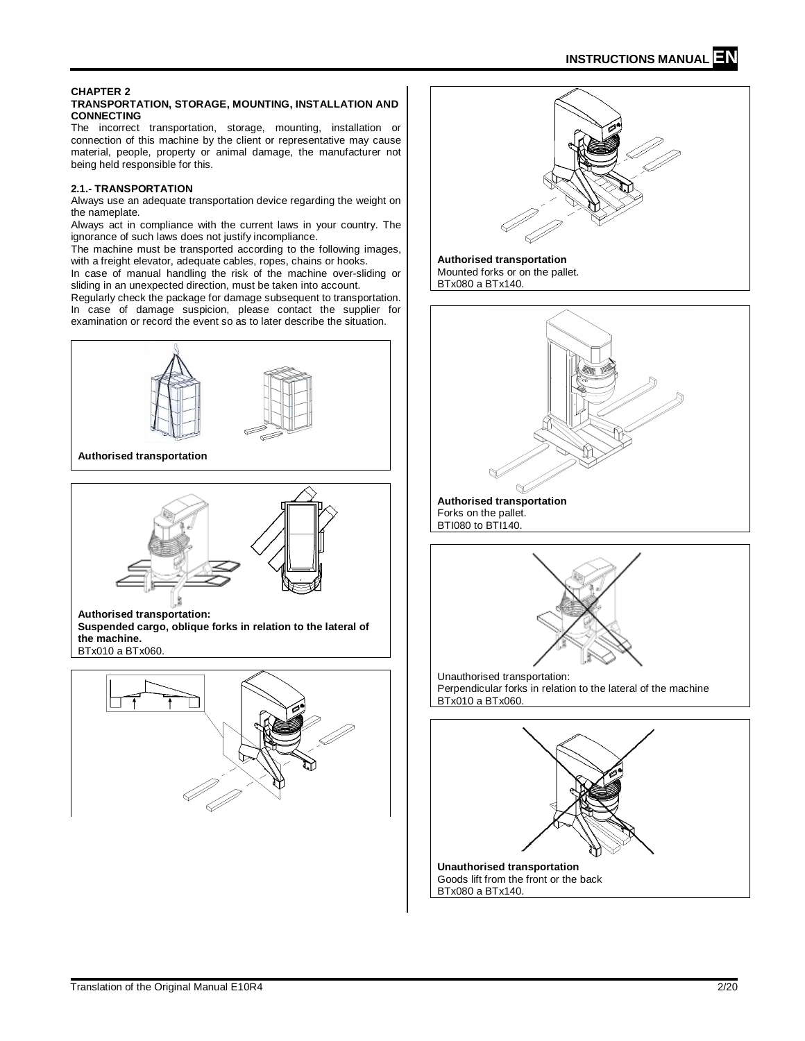**CHAPTER 2**

**TRANSPORTATION, STORAGE, MOUNTING, INSTALLATION AND CONNECTING**

The incorrect transportation, storage, mounting, installation or connection of this machine by the client or representative may cause material, people, property or animal damage, the manufacturer not being held responsible for this.

**2.1.- TRANSPORTATION**

Always use an adequate transportation device regarding the weight on the nameplate.

Always act in compliance with the current laws in your country. The ignorance of such laws does not justify incompliance.

The machine must be transported according to the following images, with a freight elevator, adequate cables, ropes, chains or hooks.

In case of manual handling the risk of the machine over-sliding or sliding in an unexpected direction, must be taken into account.

Regularly check the package for damage subsequent to transportation. In case of damage suspicion, please contact the supplier for examination or record the event so as to later describe the situation.

**Authorised transportation**

**Authorised transportation:**
**Suspended cargo, oblique forks in relation to the lateral of the machine.**
BTx010 a BTx060.

**Authorised transportation**
Mounted forks or on the pallet.
BTx080 a BTx140.

**Authorised transportation**
Forks on the pallet.
BTI080 to BTI140.

Unauthorised transportation:
Perpendicular forks in relation to the lateral of the machine
BTx010 a BTx060.

**Unauthorised transportation**
Goods lift from the front or the back
BTx080 a BTx140.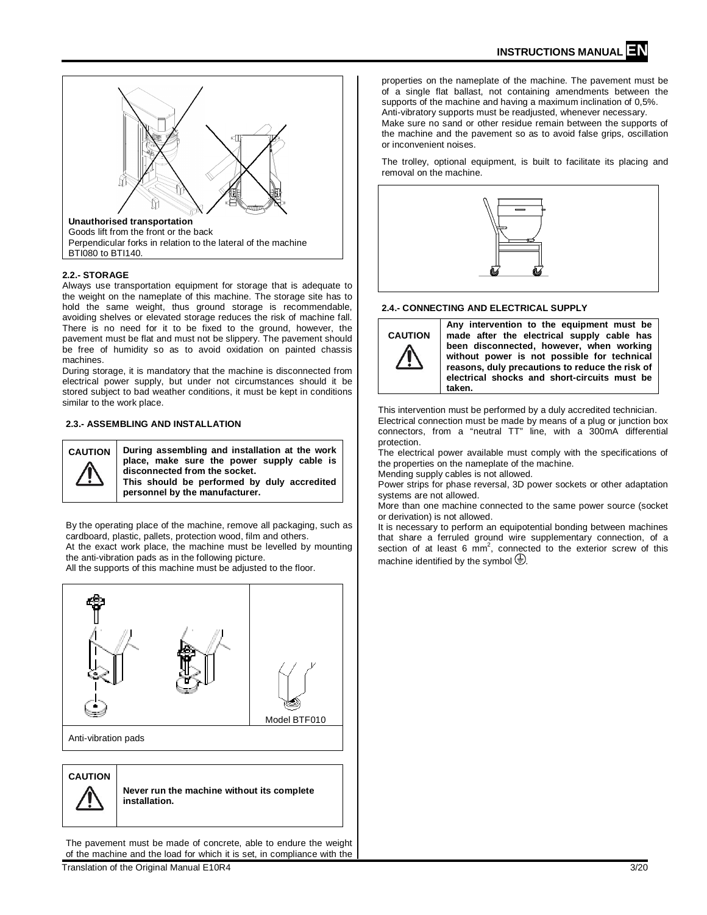**Unauthorised transportation**
Goods lift from the front or the back
Perpendicular forks in relation to the lateral of the machine BTI080 to BTI140.

**2.2.- STORAGE**

Always use transportation equipment for storage that is adequate to the weight on the nameplate of this machine. The storage site has to hold the same weight, thus ground storage is recommendable, avoiding shelves or elevated storage reduces the risk of machine fall. There is no need for it to be fixed to the ground, however, the pavement must be flat and must not be slippery. The pavement should be free of humidity so as to avoid oxidation on painted chassis machines.

During storage, it is mandatory that the machine is disconnected from electrical power supply, but under not circumstances should it be stored subject to bad weather conditions, it must be kept in conditions similar to the work place.

**2.3.- ASSEMBLING AND INSTALLATION**

| CAUTION | **During assembling and installation at the work place, make sure the power supply cable is disconnected from the socket. This should be performed by duly accredited personnel by the manufacturer.** |
|---|---|

By the operating place of the machine, remove all packaging, such as cardboard, plastic, pallets, protection wood, film and others.

At the exact work place, the machine must be levelled by mounting the anti-vibration pads as in the following picture.

All the supports of this machine must be adjusted to the floor.

Model BTF010

Anti-vibration pads

| CAUTION | **Never run the machine without its complete installation.** |
|---|---|

The pavement must be made of concrete, able to endure the weight of the machine and the load for which it is set, in compliance with the properties on the nameplate of the machine. The pavement must be of a single flat ballast, not containing amendments between the supports of the machine and having a maximum inclination of 0,5%.

Anti-vibratory supports must be readjusted, whenever necessary.

Make sure no sand or other residue remain between the supports of the machine and the pavement so as to avoid false grips, oscillation or inconvenient noises.

The trolley, optional equipment, is built to facilitate its placing and removal on the machine.

**2.4.- CONNECTING AND ELECTRICAL SUPPLY**

| CAUTION | **Any intervention to the equipment must be made after the electrical supply cable has been disconnected, however, when working without power is not possible for technical reasons, duly precautions to reduce the risk of electrical shocks and short-circuits must be taken.** |
|---|---|

This intervention must be performed by a duly accredited technician.

Electrical connection must be made by means of a plug or junction box connectors, from a "neutral TT" line, with a 300mA differential protection.

The electrical power available must comply with the specifications of the properties on the nameplate of the machine.

Mending supply cables is not allowed.

Power strips for phase reversal, 3D power sockets or other adaptation systems are not allowed.

More than one machine connected to the same power source (socket or derivation) is not allowed.

It is necessary to perform an equipotential bonding between machines that share a ferruled ground wire supplementary connection, of a section of at least 6 $mm^2$, connected to the exterior screw of this machine identified by the symbol ⏚.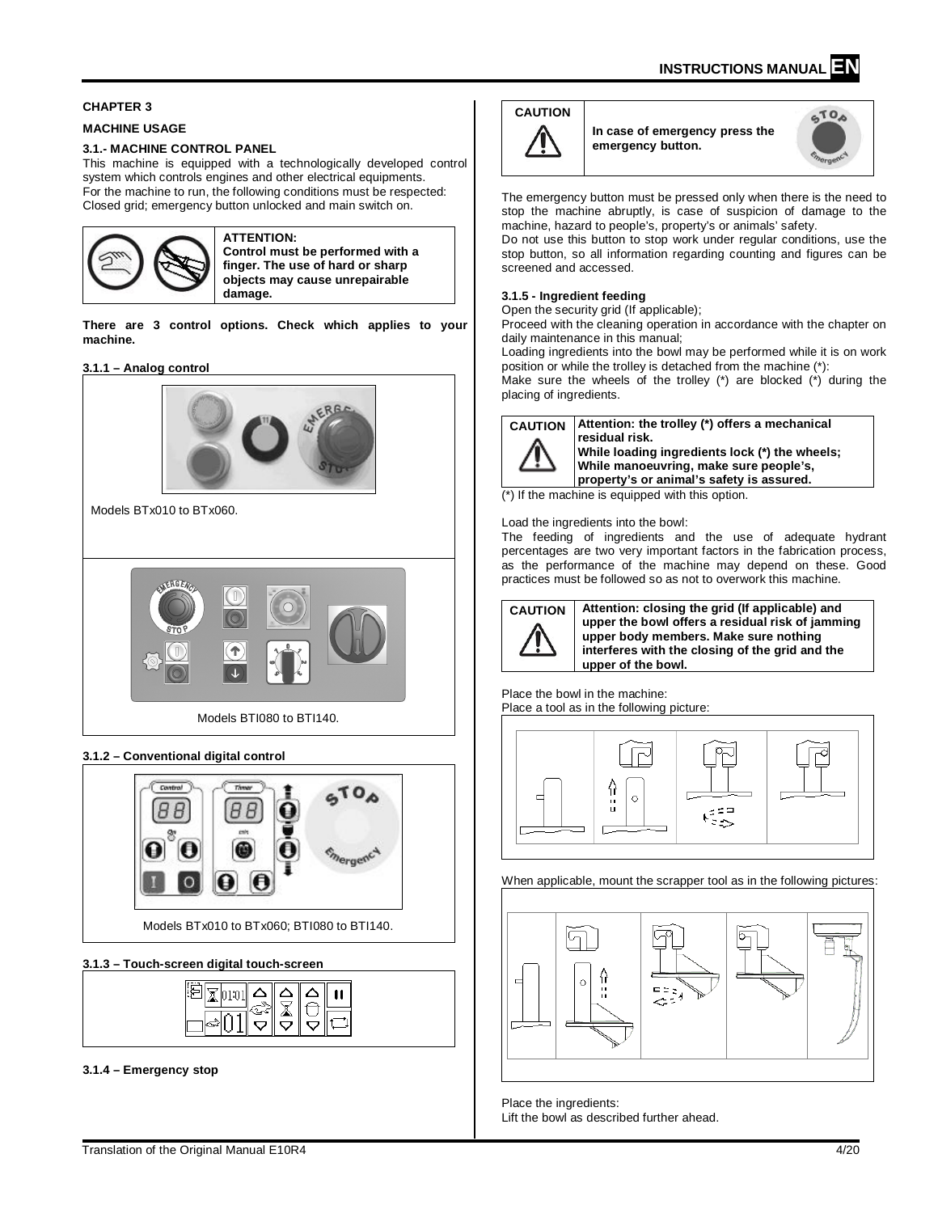## CHAPTER 3

### MACHINE USAGE

### 3.1.- MACHINE CONTROL PANEL

This machine is equipped with a technologically developed control system which controls engines and other electrical equipments.
For the machine to run, the following conditions must be respected:
Closed grid; emergency button unlocked and main switch on.

**ATTENTION:**
**Control must be performed with a finger. The use of hard or sharp objects may cause unrepairable damage.**

**There are 3 control options. Check which applies to your machine.**

#### 3.1.1 – Analog control

Models BTx010 to BTx060.

Models BTI080 to BTI140.

#### 3.1.2 – Conventional digital control

Models BTx010 to BTx060; BTI080 to BTI140.

#### 3.1.3 – Touch-screen digital touch-screen

#### 3.1.4 – Emergency stop

**CAUTION**

**In case of emergency press the emergency button.**

The emergency button must be pressed only when there is the need to stop the machine abruptly, is case of suspicion of damage to the machine, hazard to people's, property's or animals' safety.
Do not use this button to stop work under regular conditions, use the stop button, so all information regarding counting and figures can be screened and accessed.

#### 3.1.5 - Ingredient feeding

Open the security grid (If applicable);
Proceed with the cleaning operation in accordance with the chapter on daily maintenance in this manual;
Loading ingredients into the bowl may be performed while it is on work position or while the trolley is detached from the machine (*):
Make sure the wheels of the trolley (*) are blocked (*) during the placing of ingredients.

**CAUTION** **Attention: the trolley (*) offers a mechanical residual risk.**
**While loading ingredients lock (*) the wheels;**
**While manoeuvring, make sure people's, property's or animal's safety is assured.**

(*) If the machine is equipped with this option.

Load the ingredients into the bowl:
The feeding of ingredients and the use of adequate hydrant percentages are two very important factors in the fabrication process, as the performance of the machine may depend on these. Good practices must be followed so as not to overwork this machine.

**CAUTION** **Attention: closing the grid (If applicable) and upper the bowl offers a residual risk of jamming upper body members. Make sure nothing interferes with the closing of the grid and the upper of the bowl.**

Place the bowl in the machine:
Place a tool as in the following picture:

When applicable, mount the scrapper tool as in the following pictures:

Place the ingredients:
Lift the bowl as described further ahead.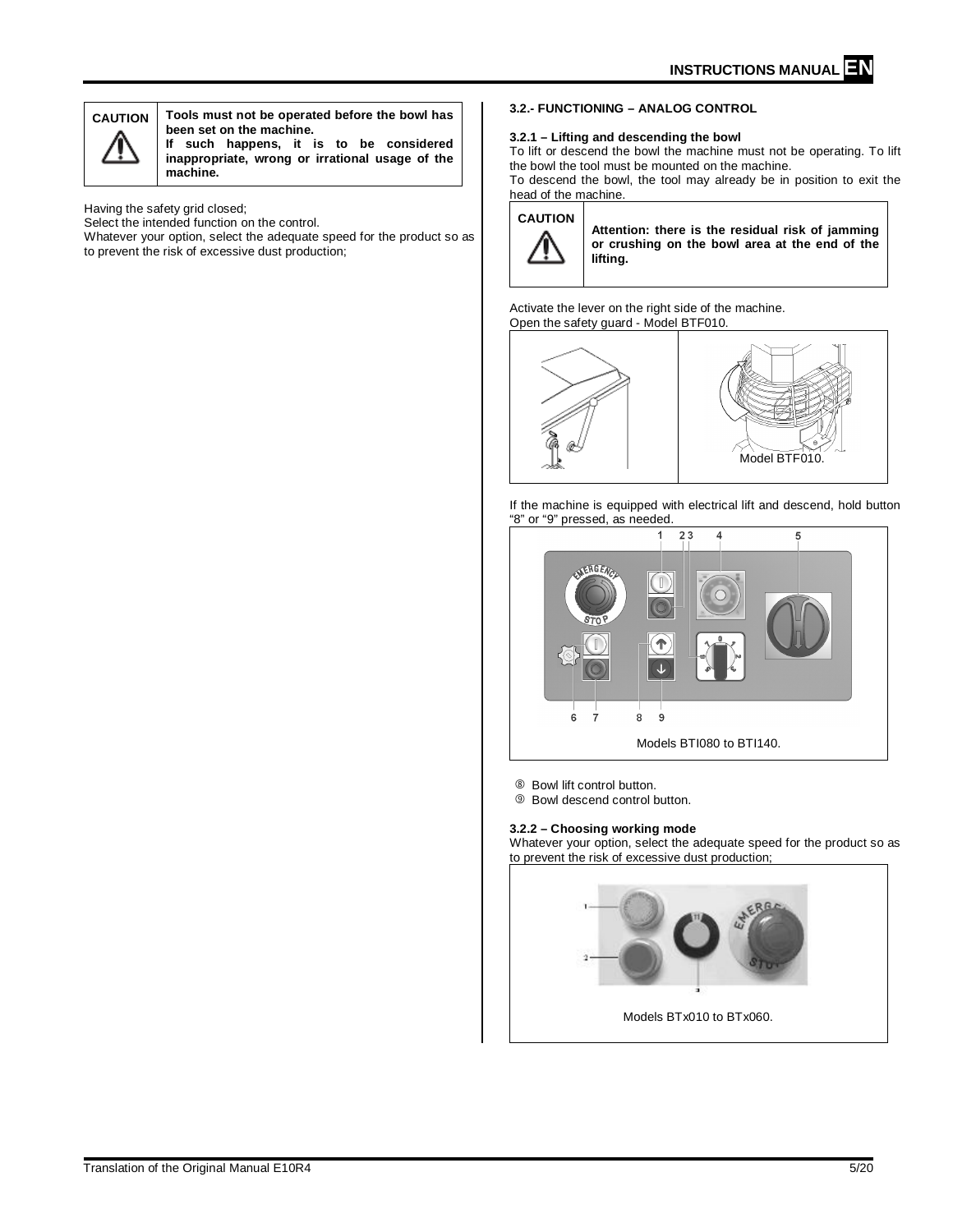> **CAUTION**
> **Tools must not be operated before the bowl has been set on the machine.**
> **If such happens, it is to be considered inappropriate, wrong or irrational usage of the machine.**

Having the safety grid closed;
Select the intended function on the control.
Whatever your option, select the adequate speed for the product so as to prevent the risk of excessive dust production;

### 3.2.- FUNCTIONING – ANALOG CONTROL

#### 3.2.1 – Lifting and descending the bowl

To lift or descend the bowl the machine must not be operating. To lift the bowl the tool must be mounted on the machine.
To descend the bowl, the tool may already be in position to exit the head of the machine.

> **CAUTION**
> **Attention: there is the residual risk of jamming or crushing on the bowl area at the end of the lifting.**

Activate the lever on the right side of the machine.
Open the safety guard - Model BTF010.

Model BTF010.

If the machine is equipped with electrical lift and descend, hold button "8" or "9" pressed, as needed.

Models BTI080 to BTI140.

⑧ Bowl lift control button.
⑨ Bowl descend control button.

#### 3.2.2 – Choosing working mode

Whatever your option, select the adequate speed for the product so as to prevent the risk of excessive dust production;

Models BTx010 to BTx060.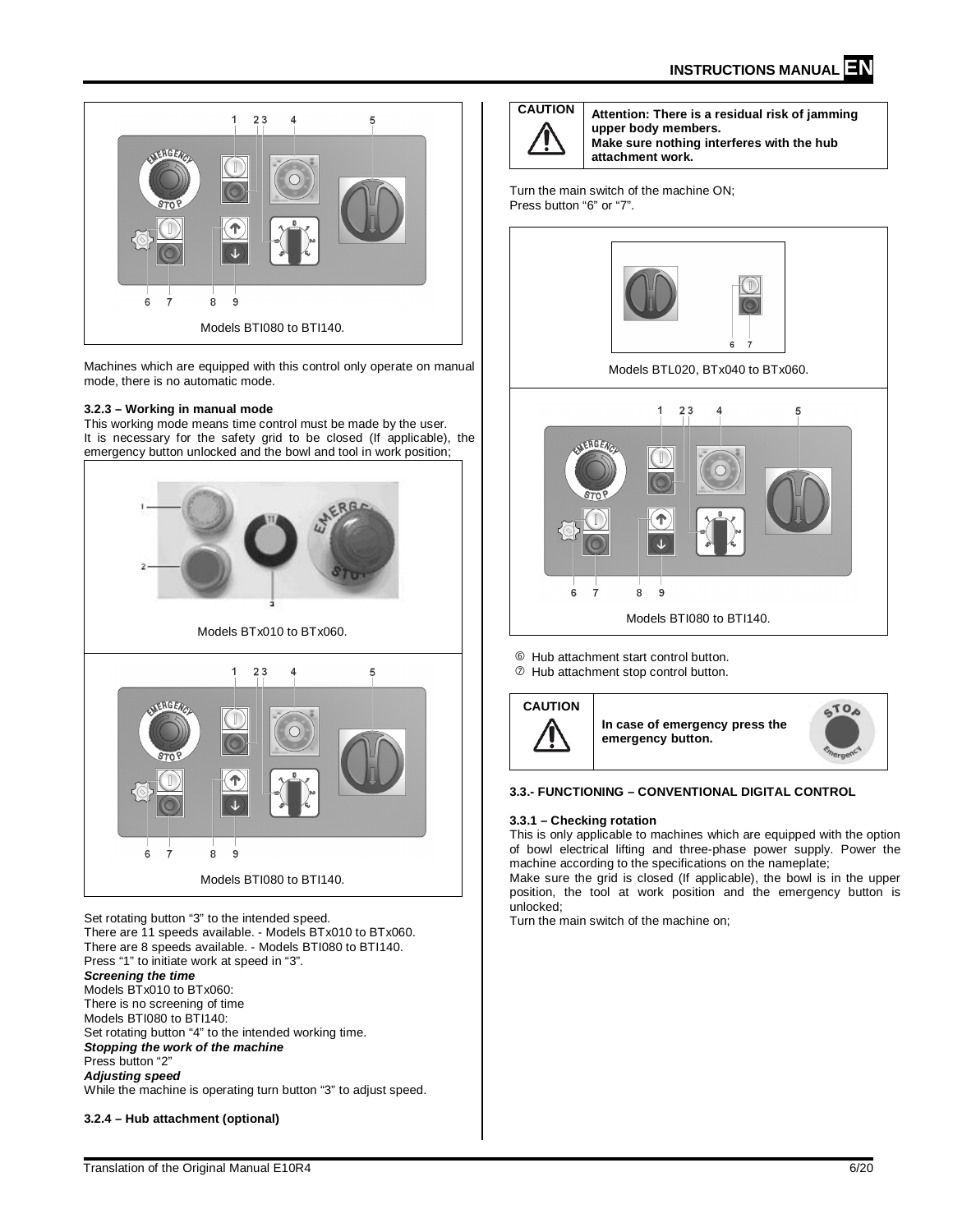Models BTI080 to BTI140.

Machines which are equipped with this control only operate on manual mode, there is no automatic mode.

### 3.2.3 – Working in manual mode

This working mode means time control must be made by the user.
It is necessary for the safety grid to be closed (If applicable), the emergency button unlocked and the bowl and tool in work position;

Models BTx010 to BTx060.

Models BTI080 to BTI140.

Set rotating button "3" to the intended speed.
There are 11 speeds available. - Models BTx010 to BTx060.
There are 8 speeds available. - Models BTI080 to BTI140.
Press "1" to initiate work at speed in "3".

***Screening the time***

Models BTx010 to BTx060:
There is no screening of time
Models BTI080 to BTI140:
Set rotating button "4" to the intended working time.

***Stopping the work of the machine***

Press button "2"

***Adjusting speed***

While the machine is operating turn button "3" to adjust speed.

### 3.2.4 – Hub attachment (optional)

| CAUTION | **Attention: There is a residual risk of jamming upper body members. Make sure nothing interferes with the hub attachment work.** |
| --- | --- |

Turn the main switch of the machine ON;
Press button "6" or "7".

Models BTL020, BTx040 to BTx060.

Models BTI080 to BTI140.

⑥ Hub attachment start control button.
⑦ Hub attachment stop control button.

| CAUTION | **In case of emergency press the emergency button.** |
| --- | --- |

### 3.3.- FUNCTIONING – CONVENTIONAL DIGITAL CONTROL

#### 3.3.1 – Checking rotation

This is only applicable to machines which are equipped with the option of bowl electrical lifting and three-phase power supply. Power the machine according to the specifications on the nameplate;
Make sure the grid is closed (If applicable), the bowl is in the upper position, the tool at work position and the emergency button is unlocked;
Turn the main switch of the machine on;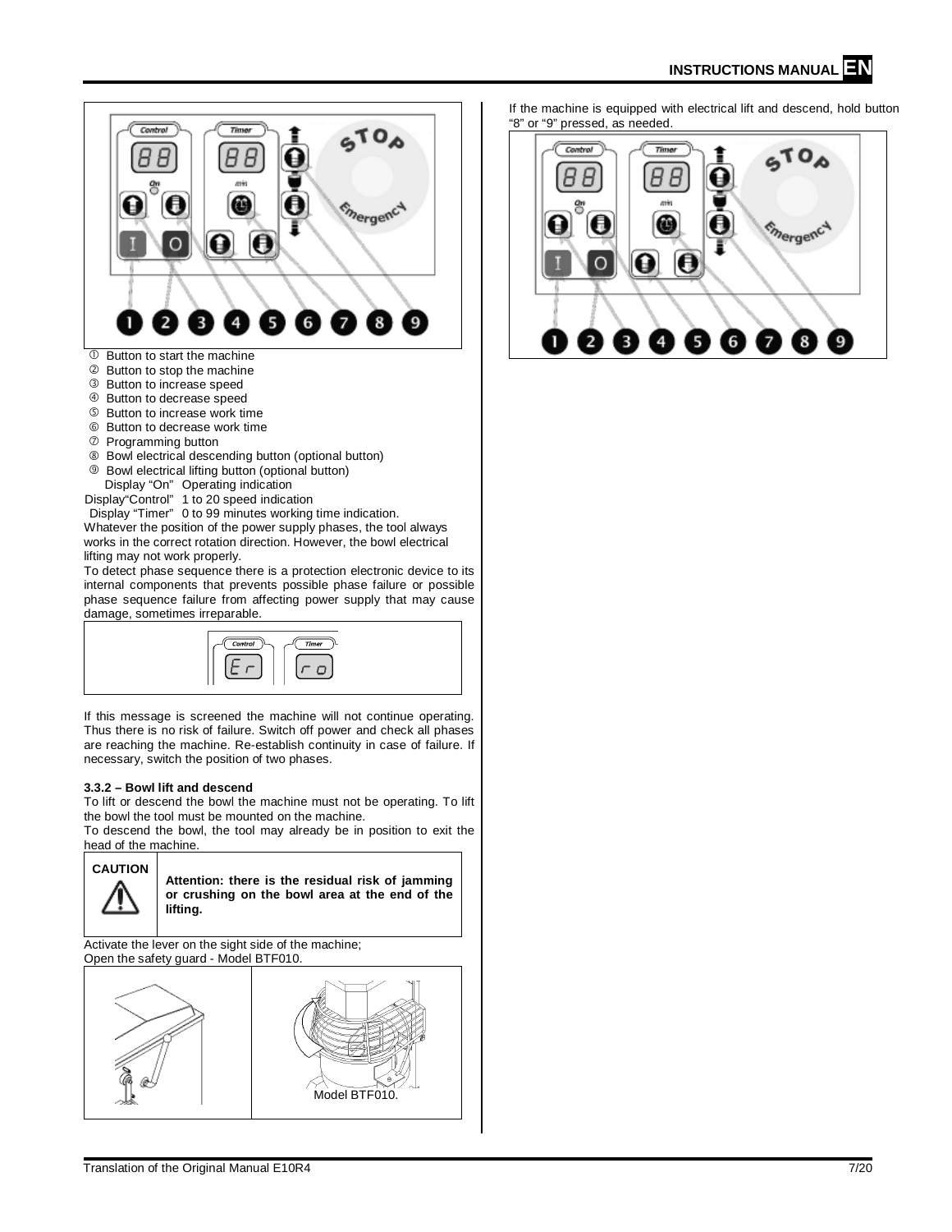① Button to start the machine
② Button to stop the machine
③ Button to increase speed
④ Button to decrease speed
⑤ Button to increase work time
⑥ Button to decrease work time
⑦ Programming button
⑧ Bowl electrical descending button (optional button)
⑨ Bowl electrical lifting button (optional button)

Display "On" Operating indication
Display "Control" 1 to 20 speed indication
Display "Timer" 0 to 99 minutes working time indication.

Whatever the position of the power supply phases, the tool always works in the correct rotation direction. However, the bowl electrical lifting may not work properly.

To detect phase sequence there is a protection electronic device to its internal components that prevents possible phase failure or possible phase sequence failure from affecting power supply that may cause damage, sometimes irreparable.

If this message is screened the machine will not continue operating. Thus there is no risk of failure. Switch off power and check all phases are reaching the machine. Re-establish continuity in case of failure. If necessary, switch the position of two phases.

### 3.3.2 – Bowl lift and descend

To lift or descend the bowl the machine must not be operating. To lift the bowl the tool must be mounted on the machine.

To descend the bowl, the tool may already be in position to exit the head of the machine.

**CAUTION**

**Attention: there is the residual risk of jamming or crushing on the bowl area at the end of the lifting.**

Activate the lever on the sight side of the machine;
Open the safety guard - Model BTF010.

Model BTF010.

If the machine is equipped with electrical lift and descend, hold button "8" or "9" pressed, as needed.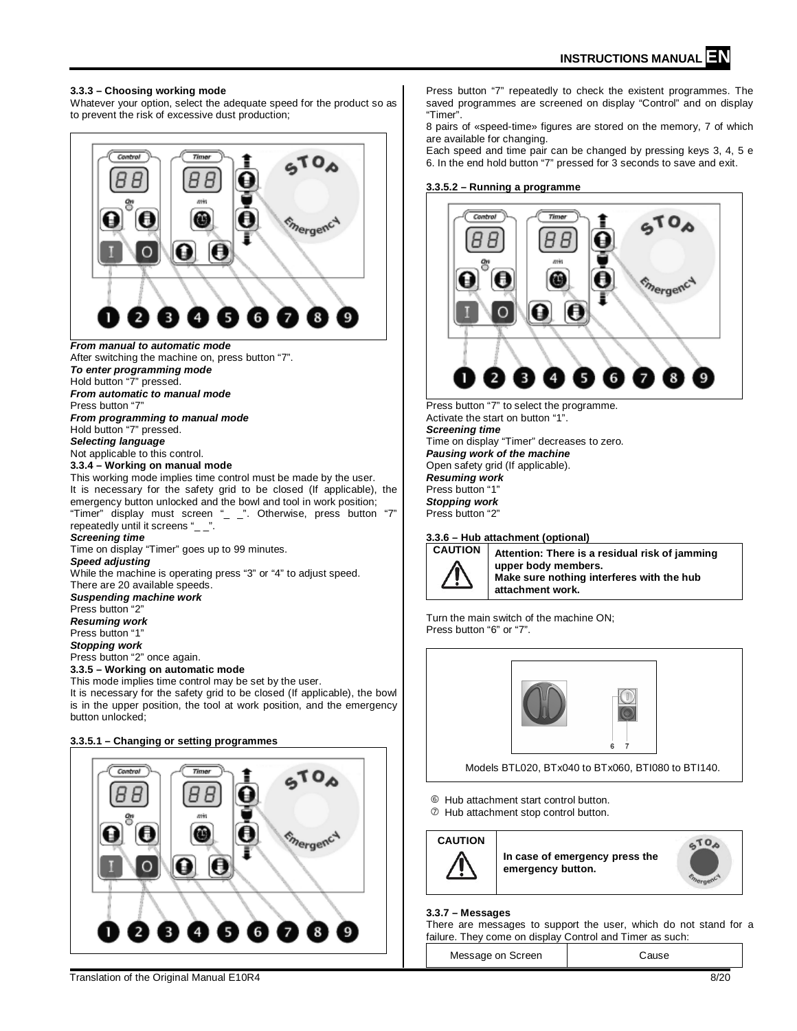### 3.3.3 – Choosing working mode

Whatever your option, select the adequate speed for the product so as to prevent the risk of excessive dust production;

***From manual to automatic mode***
After switching the machine on, press button "7".

***To enter programming mode***
Hold button "7" pressed.

***From automatic to manual mode***
Press button "7"

***From programming to manual mode***
Hold button "7" pressed.

***Selecting language***
Not applicable to this control.

### 3.3.4 – Working on manual mode

This working mode implies time control must be made by the user.

It is necessary for the safety grid to be closed (If applicable), the emergency button unlocked and the bowl and tool in work position;

"Timer" display must screen "_ _". Otherwise, press button "7" repeatedly until it screens "_ _".

***Screening time***
Time on display "Timer" goes up to 99 minutes.

***Speed adjusting***
While the machine is operating press "3" or "4" to adjust speed.
There are 20 available speeds.

***Suspending machine work***
Press button "2"

***Resuming work***
Press button "1"

***Stopping work***
Press button "2" once again.

### 3.3.5 – Working on automatic mode

This mode implies time control may be set by the user.

It is necessary for the safety grid to be closed (If applicable), the bowl is in the upper position, the tool at work position, and the emergency button unlocked;

#### 3.3.5.1 – Changing or setting programmes

Press button "7" repeatedly to check the existent programmes. The saved programmes are screened on display "Control" and on display "Timer".

8 pairs of «speed-time» figures are stored on the memory, 7 of which are available for changing.

Each speed and time pair can be changed by pressing keys 3, 4, 5 e 6. In the end hold button "7" pressed for 3 seconds to save and exit.

#### 3.3.5.2 – Running a programme

Press button "7" to select the programme.
Activate the start on button "1".

***Screening time***
Time on display "Timer" decreases to zero.

***Pausing work of the machine***
Open safety grid (If applicable).

***Resuming work***
Press button "1"

***Stopping work***
Press button "2"

### 3.3.6 – Hub attachment (optional)

| CAUTION | **Attention: There is a residual risk of jamming upper body members. Make sure nothing interferes with the hub attachment work.** |
|---|---|

Turn the main switch of the machine ON;
Press button "6" or "7".

Models BTL020, BTx040 to BTx060, BTI080 to BTI140.

⑥ Hub attachment start control button.
⑦ Hub attachment stop control button.

| CAUTION | **In case of emergency press the emergency button.** |
|---|---|

### 3.3.7 – Messages

There are messages to support the user, which do not stand for a failure. They come on display Control and Timer as such:

| Message on Screen | Cause |
|---|---|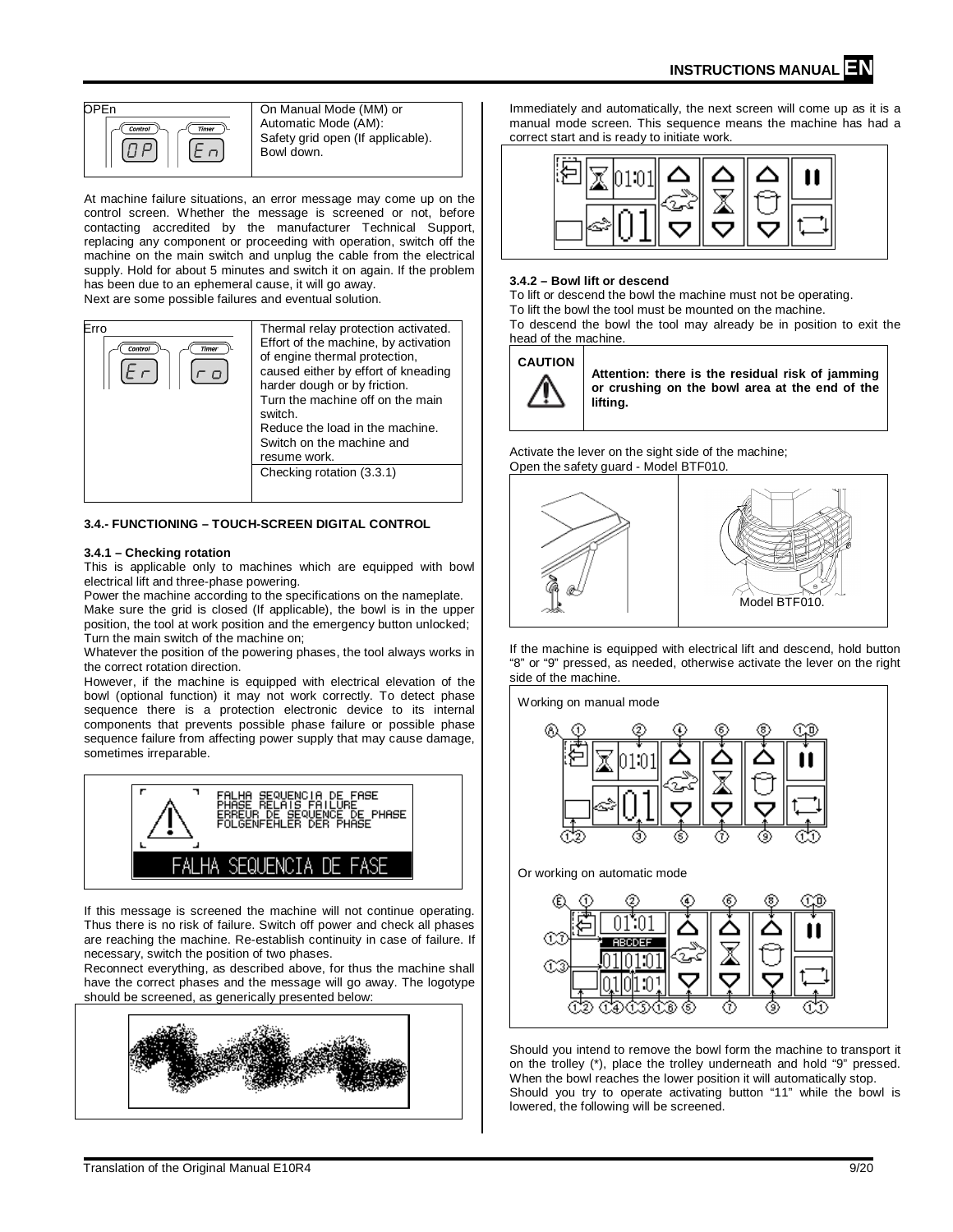| OPEn | On Manual Mode (MM) or Automatic Mode (AM): Safety grid open (If applicable). Bowl down. |
|---|---|

At machine failure situations, an error message may come up on the control screen. Whether the message is screened or not, before contacting accredited by the manufacturer Technical Support, replacing any component or proceeding with operation, switch off the machine on the main switch and unplug the cable from the electrical supply. Hold for about 5 minutes and switch it on again. If the problem has been due to an ephemeral cause, it will go away.
Next are some possible failures and eventual solution.

| Erro | Thermal relay protection activated. Effort of the machine, by activation of engine thermal protection, caused either by effort of kneading harder dough or by friction. Turn the machine off on the main switch. Reduce the load in the machine. Switch on the machine and resume work. |
|---|---|
| | Checking rotation (3.3.1) |

### 3.4.- FUNCTIONING – TOUCH-SCREEN DIGITAL CONTROL

#### 3.4.1 – Checking rotation

This is applicable only to machines which are equipped with bowl electrical lift and three-phase powering.
Power the machine according to the specifications on the nameplate.
Make sure the grid is closed (If applicable), the bowl is in the upper position, the tool at work position and the emergency button unlocked;
Turn the main switch of the machine on;
Whatever the position of the powering phases, the tool always works in the correct rotation direction.
However, if the machine is equipped with electrical elevation of the bowl (optional function) it may not work correctly. To detect phase sequence there is a protection electronic device to its internal components that prevents possible phase failure or possible phase sequence failure from affecting power supply that may cause damage, sometimes irreparable.

FALHA SEQUENCIA DE FASE
PHASE RELAIS FAILURE
ERREUR DE SEQUENCE DE PHASE
FOLGENFEHLER DER PHASE

FALHA SEQUENCIA DE FASE

If this message is screened the machine will not continue operating. Thus there is no risk of failure. Switch off power and check all phases are reaching the machine. Re-establish continuity in case of failure. If necessary, switch the position of two phases.
Reconnect everything, as described above, for thus the machine shall have the correct phases and the message will go away. The logotype should be screened, as generically presented below:

Immediately and automatically, the next screen will come up as it is a manual mode screen. This sequence means the machine has had a correct start and is ready to initiate work.

#### 3.4.2 – Bowl lift or descend

To lift or descend the bowl the machine must not be operating.
To lift the bowl the tool must be mounted on the machine.
To descend the bowl the tool may already be in position to exit the head of the machine.

| CAUTION | **Attention: there is the residual risk of jamming or crushing on the bowl area at the end of the lifting.** |
|---|---|

Activate the lever on the sight side of the machine;
Open the safety guard - Model BTF010.

Model BTF010.

If the machine is equipped with electrical lift and descend, hold button "8" or "9" pressed, as needed, otherwise activate the lever on the right side of the machine.

Working on manual mode

Or working on automatic mode

Should you intend to remove the bowl form the machine to transport it on the trolley (*), place the trolley underneath and hold "9" pressed. When the bowl reaches the lower position it will automatically stop.
Should you try to operate activating button "11" while the bowl is lowered, the following will be screened.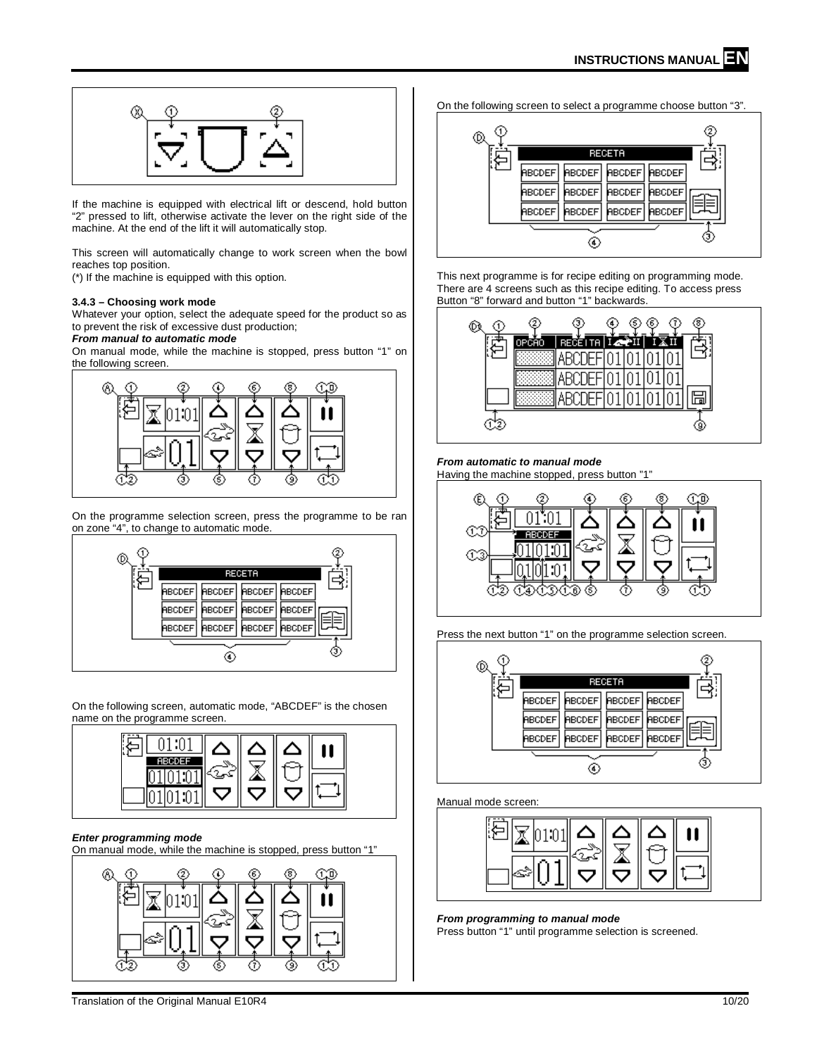If the machine is equipped with electrical lift or descend, hold button "2" pressed to lift, otherwise activate the lever on the right side of the machine. At the end of the lift it will automatically stop.

This screen will automatically change to work screen when the bowl reaches top position.

(*) If the machine is equipped with this option.

### 3.4.3 – Choosing work mode

Whatever your option, select the adequate speed for the product so as to prevent the risk of excessive dust production;

***From manual to automatic mode***

On manual mode, while the machine is stopped, press button "1" on the following screen.

On the programme selection screen, press the programme to be ran on zone "4", to change to automatic mode.

On the following screen, automatic mode, "ABCDEF" is the chosen name on the programme screen.

***Enter programming mode***

On manual mode, while the machine is stopped, press button "1"

On the following screen to select a programme choose button "3".

This next programme is for recipe editing on programming mode. There are 4 screens such as this recipe editing. To access press Button "8" forward and button "1" backwards.

***From automatic to manual mode***

Having the machine stopped, press button "1"

Press the next button "1" on the programme selection screen.

Manual mode screen:

***From programming to manual mode***

Press button "1" until programme selection is screened.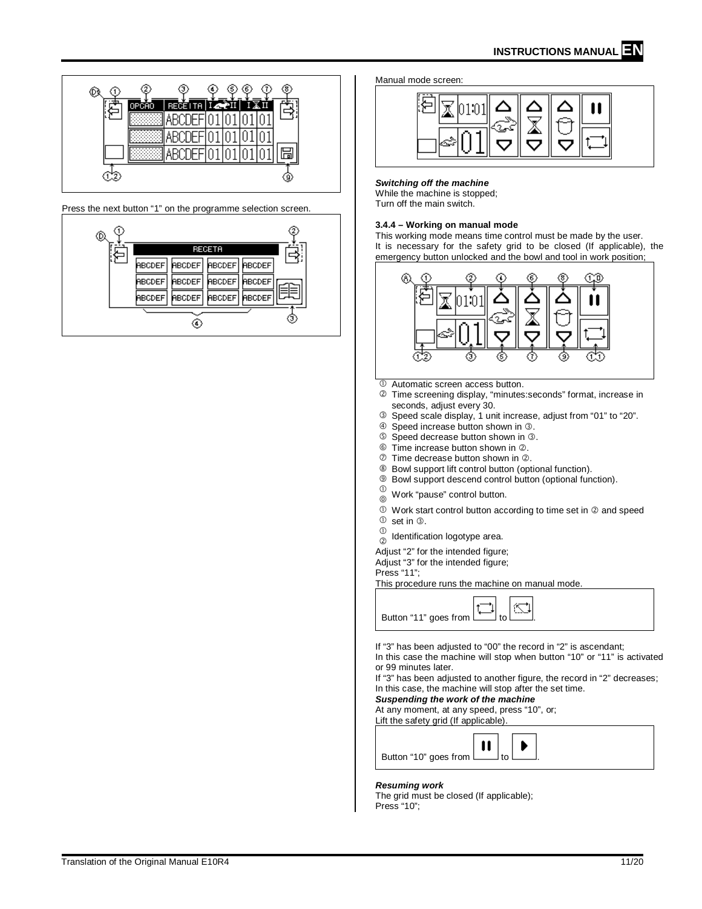Press the next button "1" on the programme selection screen.

Manual mode screen:

***Switching off the machine***

While the machine is stopped;

Turn off the main switch.

### 3.4.4 – Working on manual mode

This working mode means time control must be made by the user.

It is necessary for the safety grid to be closed (If applicable), the emergency button unlocked and the bowl and tool in work position;

① Automatic screen access button.
② Time screening display, "minutes:seconds" format, increase in seconds, adjust every 30.
③ Speed scale display, 1 unit increase, adjust from "01" to "20".
④ Speed increase button shown in ③.
⑤ Speed decrease button shown in ③.
⑥ Time increase button shown in ②.
⑦ Time decrease button shown in ②.
⑧ Bowl support lift control button (optional function).
⑨ Bowl support descend control button (optional function).
⑩ Work "pause" control button.
⑪ Work start control button according to time set in ② and speed set in ③.
⑫ Identification logotype area.

Adjust "2" for the intended figure;

Adjust "3" for the intended figure;

Press "11";

This procedure runs the machine on manual mode.

Button "11" goes from to .

If "3" has been adjusted to "00" the record in "2" is ascendant;

In this case the machine will stop when button "10" or "11" is activated or 99 minutes later.

If "3" has been adjusted to another figure, the record in "2" decreases;

In this case, the machine will stop after the set time.

***Suspending the work of the machine***

At any moment, at any speed, press "10", or;

Lift the safety grid (If applicable).

Button "10" goes from to .

***Resuming work***

The grid must be closed (If applicable);

Press "10";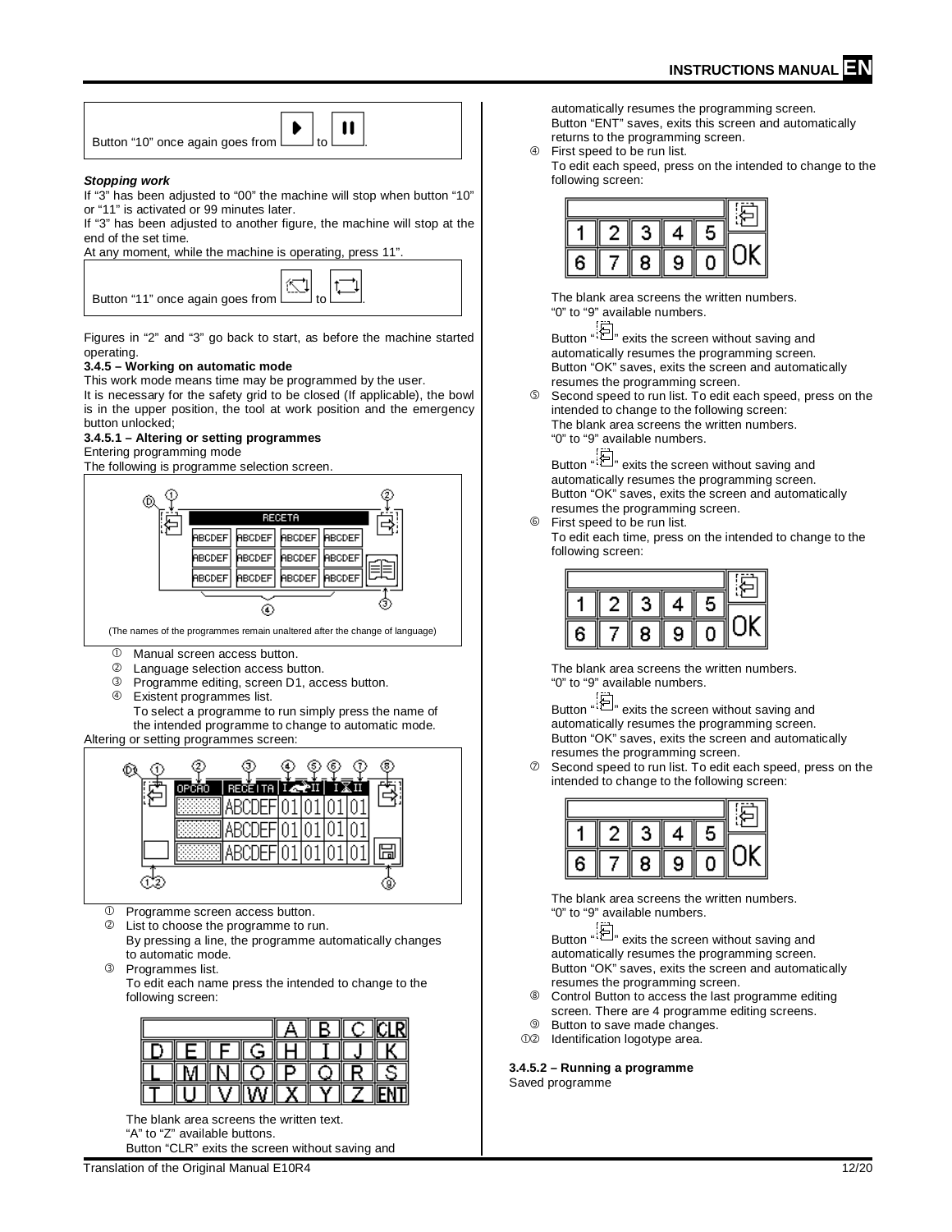Button "10" once again goes from ▶ to ❚❚.

***Stopping work***

If "3" has been adjusted to "00" the machine will stop when button "10" or "11" is activated or 99 minutes later.

If "3" has been adjusted to another figure, the machine will stop at the end of the set time.

At any moment, while the machine is operating, press 11".

Button "11" once again goes from  to .

Figures in "2" and "3" go back to start, as before the machine started operating.

**3.4.5 – Working on automatic mode**

This work mode means time may be programmed by the user.

It is necessary for the safety grid to be closed (If applicable), the bowl is in the upper position, the tool at work position and the emergency button unlocked;

**3.4.5.1 – Altering or setting programmes**

Entering programming mode

The following is programme selection screen.

(The names of the programmes remain unaltered after the change of language)

① Manual screen access button.
② Language selection access button.
③ Programme editing, screen D1, access button.
④ Existent programmes list.
To select a programme to run simply press the name of the intended programme to change to automatic mode.

Altering or setting programmes screen:

① Programme screen access button.
② List to choose the programme to run.
By pressing a line, the programme automatically changes to automatic mode.
③ Programmes list.
To edit each name press the intended to change to the following screen:

The blank area screens the written text.
"A" to "Z" available buttons.
Button "CLR" exits the screen without saving and automatically resumes the programming screen.
Button "ENT" saves, exits this screen and automatically returns to the programming screen.

④ First speed to be run list.
To edit each speed, press on the intended to change to the following screen:

The blank area screens the written numbers.
"0" to "9" available numbers.
Button "" exits the screen without saving and automatically resumes the programming screen.
Button "OK" saves, exits the screen and automatically resumes the programming screen.

⑤ Second speed to run list. To edit each speed, press on the intended to change to the following screen:
The blank area screens the written numbers.
"0" to "9" available numbers.
Button "" exits the screen without saving and automatically resumes the programming screen.
Button "OK" saves, exits the screen and automatically resumes the programming screen.

⑥ First speed to be run list.
To edit each time, press on the intended to change to the following screen:

The blank area screens the written numbers.
"0" to "9" available numbers.
Button "" exits the screen without saving and automatically resumes the programming screen.
Button "OK" saves, exits the screen and automatically resumes the programming screen.

⑦ Second speed to run list. To edit each speed, press on the intended to change to the following screen:

The blank area screens the written numbers.
"0" to "9" available numbers.
Button "" exits the screen without saving and automatically resumes the programming screen.
Button "OK" saves, exits the screen and automatically resumes the programming screen.

⑧ Control Button to access the last programme editing screen. There are 4 programme editing screens.
⑨ Button to save made changes.
①② Identification logotype area.

**3.4.5.2 – Running a programme**

Saved programme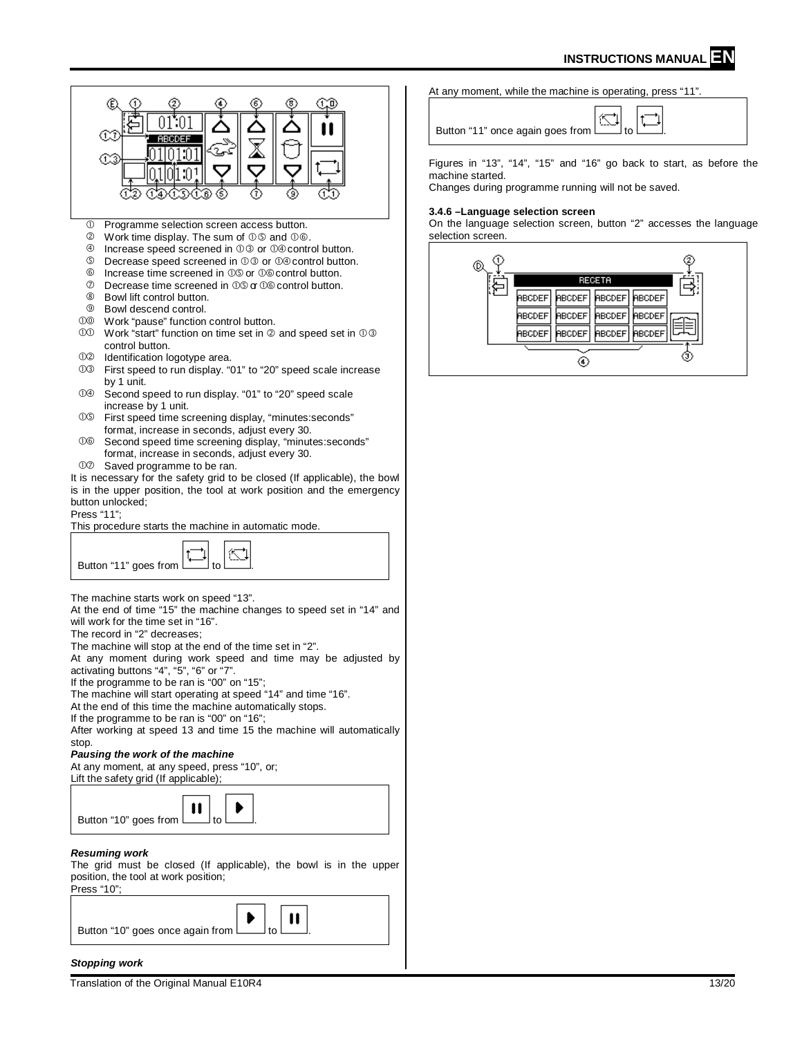1. Programme selection screen access button.
2. Work time display. The sum of 15 and 16.
4. Increase speed screened in 13 or 14 control button.
5. Decrease speed screened in 13 or 14 control button.
6. Increase time screened in 15 or 16 control button.
7. Decrease time screened in 15 or 16 control button.
8. Bowl lift control button.
9. Bowl descend control.
10. Work "pause" function control button.
11. Work "start" function on time set in 2 and speed set in 13 control button.
12. Identification logotype area.
13. First speed to run display. "01" to "20" speed scale increase by 1 unit.
14. Second speed to run display. "01" to "20" speed scale increase by 1 unit.
15. First speed time screening display, "minutes:seconds" format, increase in seconds, adjust every 30.
16. Second speed time screening display, "minutes:seconds" format, increase in seconds, adjust every 30.
17. Saved programme to be ran.

It is necessary for the safety grid to be closed (If applicable), the bowl is in the upper position, the tool at work position and the emergency button unlocked;

Press "11";

This procedure starts the machine in automatic mode.

Button "11" goes from to .

The machine starts work on speed "13".

At the end of time "15" the machine changes to speed set in "14" and will work for the time set in "16".

The record in "2" decreases;

The machine will stop at the end of the time set in "2".

At any moment during work speed and time may be adjusted by activating buttons "4", "5", "6" or "7".

If the programme to be ran is "00" on "15";

The machine will start operating at speed "14" and time "16".

At the end of this time the machine automatically stops.

If the programme to be ran is "00" on "16";

After working at speed 13 and time 15 the machine will automatically stop.

***Pausing the work of the machine***

At any moment, at any speed, press "10", or;

Lift the safety grid (If applicable);

Button "10" goes from to .

***Resuming work***

The grid must be closed (If applicable), the bowl is in the upper position, the tool at work position;

Press "10";

Button "10" goes once again from to .

***Stopping work***

At any moment, while the machine is operating, press "11".

Button "11" once again goes from to .

Figures in "13", "14", "15" and "16" go back to start, as before the machine started.

Changes during programme running will not be saved.

#### 3.4.6 –Language selection screen

On the language selection screen, button "2" accesses the language selection screen.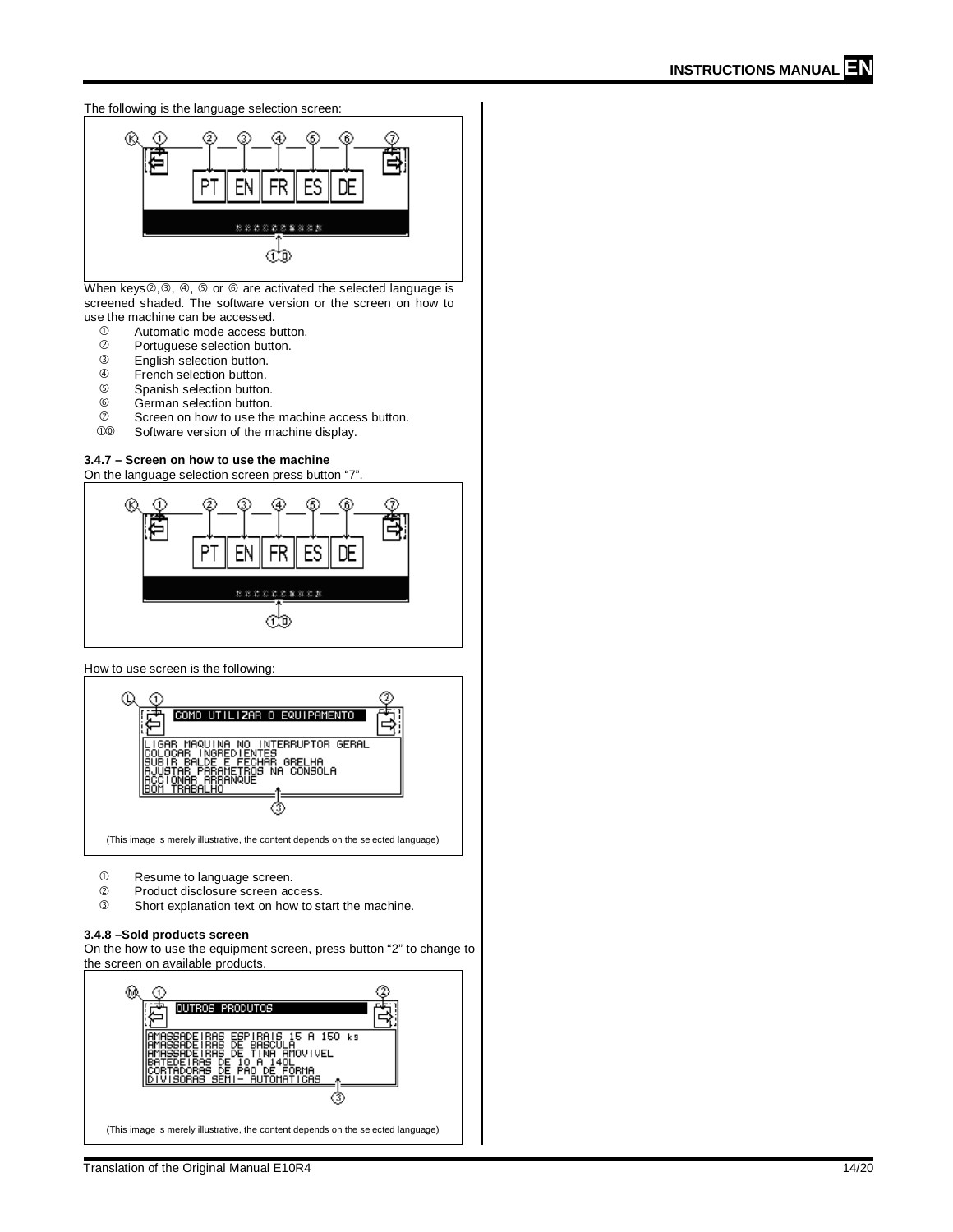The following is the language selection screen:

When keys②,③, ④, ⑤ or ⑥ are activated the selected language is screened shaded. The software version or the screen on how to use the machine can be accessed.

- ① Automatic mode access button.
- ② Portuguese selection button.
- ③ English selection button.
- ④ French selection button.
- ⑤ Spanish selection button.
- ⑥ German selection button.
- ⑦ Screen on how to use the machine access button.
- ①⓪ Software version of the machine display.

**3.4.7 – Screen on how to use the machine**

On the language selection screen press button "7".

How to use screen is the following:

(This image is merely illustrative, the content depends on the selected language)

- ① Resume to language screen.
- ② Product disclosure screen access.
- ③ Short explanation text on how to start the machine.

**3.4.8 –Sold products screen**

On the how to use the equipment screen, press button "2" to change to the screen on available products.

(This image is merely illustrative, the content depends on the selected language)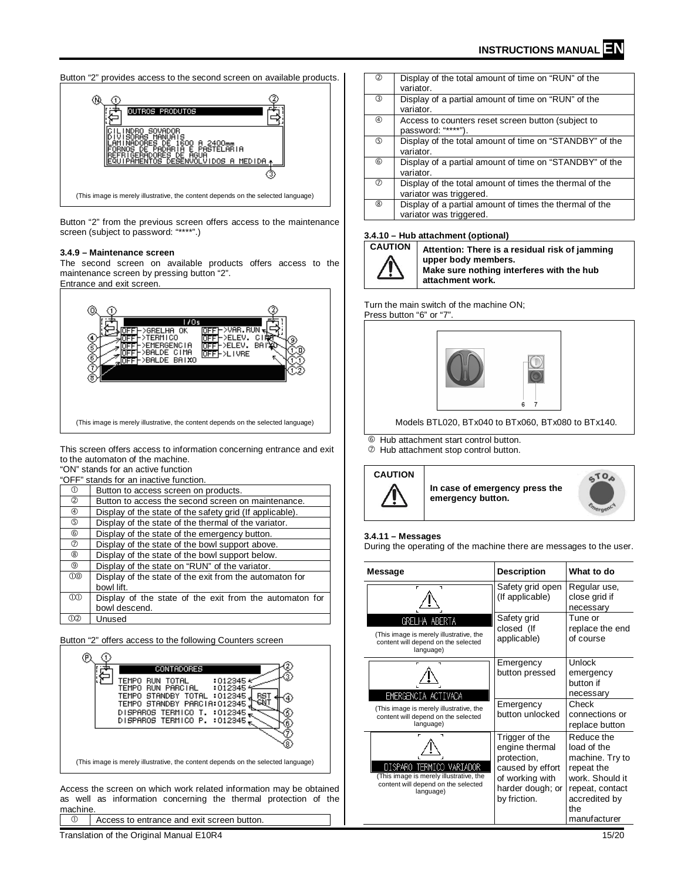Button "2" provides access to the second screen on available products.

(This image is merely illustrative, the content depends on the selected language)

Button "2" from the previous screen offers access to the maintenance screen (subject to password: "****".)

### 3.4.9 – Maintenance screen

The second screen on available products offers access to the maintenance screen by pressing button "2".

Entrance and exit screen.

(This image is merely illustrative, the content depends on the selected language)

This screen offers access to information concerning entrance and exit to the automaton of the machine.

"ON" stands for an active function

"OFF" stands for an inactive function.

| | |
|---|---|
| ① | Button to access screen on products. |
| ② | Button to access the second screen on maintenance. |
| ④ | Display of the state of the safety grid (If applicable). |
| ⑤ | Display of the state of the thermal of the variator. |
| ⑥ | Display of the state of the emergency button. |
| ⑦ | Display of the state of the bowl support above. |
| ⑧ | Display of the state of the bowl support below. |
| ⑨ | Display of the state on "RUN" of the variator. |
| ①⓪ | Display of the state of the exit from the automaton for bowl lift. |
| ①① | Display of the state of the exit from the automaton for bowl descend. |
| ①② | Unused |

Button "2" offers access to the following Counters screen

(This image is merely illustrative, the content depends on the selected language)

Access the screen on which work related information may be obtained as well as information concerning the thermal protection of the machine.

| | |
|---|---|
| ① | Access to entrance and exit screen button. |
| ② | Display of the total amount of time on "RUN" of the variator. |
| ③ | Display of a partial amount of time on "RUN" of the variator. |
| ④ | Access to counters reset screen button (subject to password: "****"). |
| ⑤ | Display of the total amount of time on "STANDBY" of the variator. |
| ⑥ | Display of a partial amount of time on "STANDBY" of the variator. |
| ⑦ | Display of the total amount of times the thermal of the variator was triggered. |
| ⑧ | Display of a partial amount of times the thermal of the variator was triggered. |

### 3.4.10 – Hub attachment (optional)

**CAUTION**

**Attention: There is a residual risk of jamming upper body members. Make sure nothing interferes with the hub attachment work.**

Turn the main switch of the machine ON;

Press button "6" or "7".

Models BTL020, BTx040 to BTx060, BTx080 to BTx140.

⑥ Hub attachment start control button.

⑦ Hub attachment stop control button.

**CAUTION**

**In case of emergency press the emergency button.**

### 3.4.11 – Messages

During the operating of the machine there are messages to the user.

| Message | Description | What to do |
|---|---|---|
| GRELHA ABERTA (This image is merely illustrative, the content will depend on the selected language) | Safety grid open (If applicable) | Regular use, close grid if necessary |
| | Safety grid closed (If applicable) | Tune or replace the end of course |
| EMERGENCIA ACTIVADA (This image is merely illustrative, the content will depend on the selected language) | Emergency button pressed | Unlock emergency button if necessary |
| | Emergency button unlocked | Check connections or replace button |
| DISPARO TERMICO VARIADOR (This image is merely illustrative, the content will depend on the selected language) | Trigger of the engine thermal protection, caused by effort of working with harder dough; or by friction. | Reduce the load of the machine. Try to repeat the work. Should it repeat, contact accredited by the manufacturer |

Translation of the Original Manual E10R4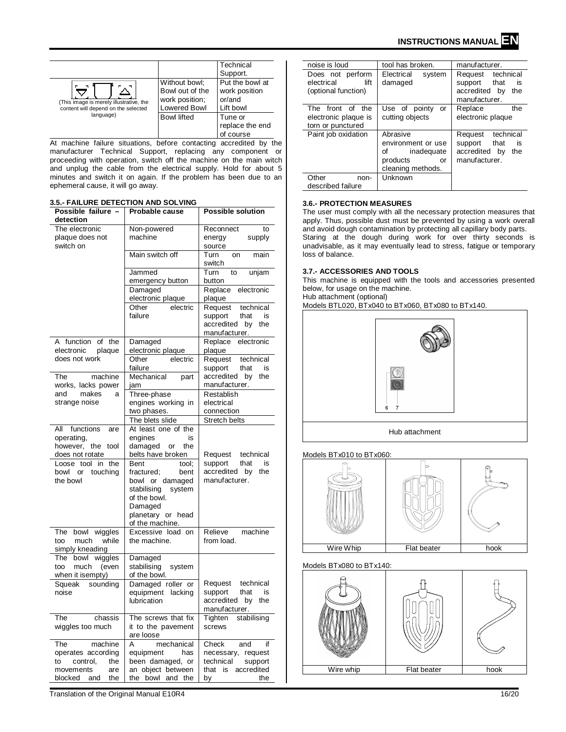| | | Technical Support. |
|---|---|---|
| (This image is merely illustrative, the content will depend on the selected language) | Without bowl; Bowl out of the work position; Lowered Bowl | Put the bowl at work position or/and Lift bowl |
| | Bowl lifted | Tune or replace the end of course |

At machine failure situations, before contacting accredited by the manufacturer Technical Support, replacing any component or proceeding with operation, switch off the machine on the main witch and unplug the cable from the electrical supply. Hold for about 5 minutes and switch it on again. If the problem has been due to an ephemeral cause, it will go away.

### 3.5.- FAILURE DETECTION AND SOLVING

| Possible failure – detection | Probable cause | Possible solution |
|---|---|---|
| The electronic plaque does not switch on | Non-powered machine | Reconnect to energy supply source |
| | Main switch off | Turn on main switch |
| | Jammed emergency button | Turn to unjam button |
| | Damaged electronic plaque | Replace electronic plaque |
| | Other electric failure | Request technical support that is accredited by the manufacturer. |
| A function of the electronic plaque does not work | Damaged electronic plaque | Replace electronic plaque |
| | Other electric failure | Request technical support that is accredited by the manufacturer. |
| The machine works, lacks power and makes a strange noise | Mechanical part jam | |
| | Three-phase engines working in two phases. | Restablish electrical connection |
| | The blets slide | Stretch belts |
| All functions are operating, however, the tool does not rotate | At least one of the engines is damaged or the belts have broken | Request technical support that is accredited by the manufacturer. |
| Loose tool in the bowl or touching the bowl | Bent tool; fractured; bent bowl or damaged stabilising system of the bowl. Damaged planetary or head of the machine. | |
| The bowl wiggles too much while simply kneading | Excessive load on the machine. | Relieve machine from load. |
| The bowl wiggles too much (even when it isempty) | Damaged stabilising system of the bowl. | Request technical support that is accredited by the manufacturer. |
| Squeak sounding noise | Damaged roller or equipment lacking lubrication | |
| The chassis wiggles too much | The screws that fix it to the pavement are loose | Tighten stabilising screws |
| The machine operates according to control, the movements are blocked and the noise is loud | A mechanical equipment has been damaged, or an object between the bowl and the tool has broken. | Check and if necessary, request technical support that is accredited by the manufacturer. |
| Does not perform electrical lift (optional function) | Electrical system damaged | Request technical support that is accredited by the manufacturer. |
| The front of the electronic plaque is torn or punctured | Use of pointy or cutting objects | Replace the electronic plaque |
| Paint job oxidation | Abrasive environment or use of inadequate products or cleaning methods. | Request technical support that is accredited by the manufacturer. |
| Other non-described failure | Unknown | |

### 3.6.- PROTECTION MEASURES

The user must comply with all the necessary protection measures that apply. Thus, possible dust must be prevented by using a work overall and avoid dough contamination by protecting all capillary body parts. Staring at the dough during work for over thirty seconds is unadvisable, as it may eventually lead to stress, fatigue or temporary loss of balance.

### 3.7.- ACCESSORIES AND TOOLS

This machine is equipped with the tools and accessories presented below, for usage on the machine.

Hub attachment (optional)

Models BTL020, BTx040 to BTx060, BTx080 to BTx140.

6 7

Hub attachment

Models BTx010 to BTx060:

| Wire Whip | Flat beater | hook |
|---|---|---|

Models BTx080 to BTx140:

| Wire whip | Flat beater | hook |
|---|---|---|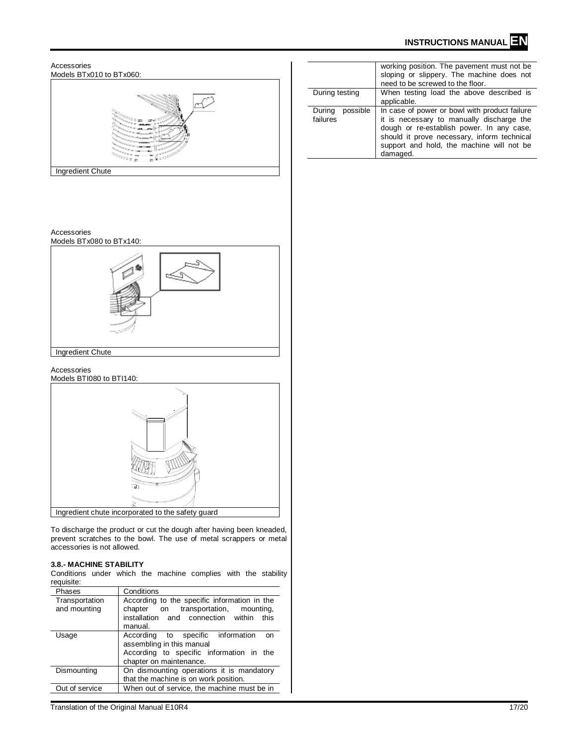Accessories
Models BTx010 to BTx060:

Ingredient Chute

Accessories
Models BTx080 to BTx140:

Ingredient Chute

Accessories
Models BTI080 to BTI140:

Ingredient chute incorporated to the safety guard

To discharge the product or cut the dough after having been kneaded, prevent scratches to the bowl. The use of metal scrappers or metal accessories is not allowed.

### 3.8.- MACHINE STABILITY

Conditions under which the machine complies with the stability requisite:

| Phases | Conditions |
|---|---|
| Transportation and mounting | According to the specific information in the chapter on transportation, mounting, installation and connection within this manual. |
| Usage | According to specific information on assembling in this manual<br>According to specific information in the chapter on maintenance. |
| Dismounting | On dismounting operations it is mandatory that the machine is on work position. |
| Out of service | When out of service, the machine must be in working position. The pavement must not be sloping or slippery. The machine does not need to be screwed to the floor. |
| During testing | When testing load the above described is applicable. |
| During possible failures | In case of power or bowl with product failure it is necessary to manually discharge the dough or re-establish power. In any case, should it prove necessary, inform technical support and hold, the machine will not be damaged. |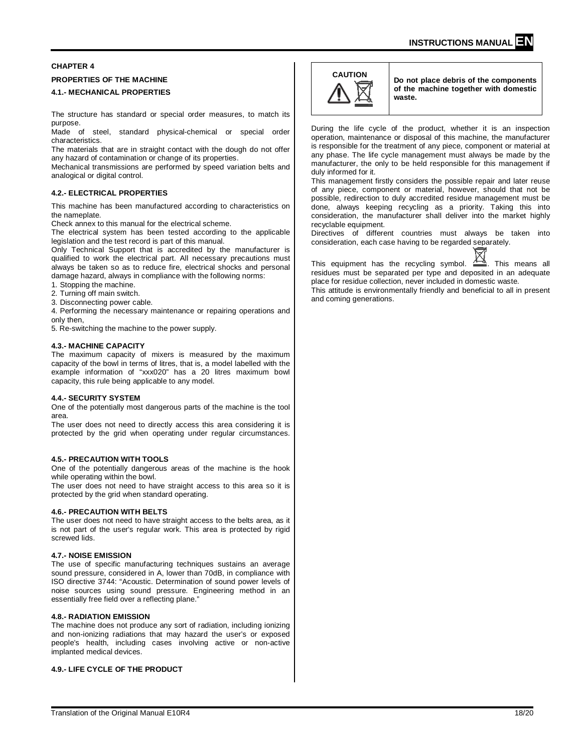## CHAPTER 4

## PROPERTIES OF THE MACHINE

### 4.1.- MECHANICAL PROPERTIES

The structure has standard or special order measures, to match its purpose.
Made of steel, standard physical-chemical or special order characteristics.
The materials that are in straight contact with the dough do not offer any hazard of contamination or change of its properties.
Mechanical transmissions are performed by speed variation belts and analogical or digital control.

### 4.2.- ELECTRICAL PROPERTIES

This machine has been manufactured according to characteristics on the nameplate.
Check annex to this manual for the electrical scheme.
The electrical system has been tested according to the applicable legislation and the test record is part of this manual.
Only Technical Support that is accredited by the manufacturer is qualified to work the electrical part. All necessary precautions must always be taken so as to reduce fire, electrical shocks and personal damage hazard, always in compliance with the following norms:

1. Stopping the machine.
2. Turning off main switch.
3. Disconnecting power cable.
4. Performing the necessary maintenance or repairing operations and only then,
5. Re-switching the machine to the power supply.

### 4.3.- MACHINE CAPACITY

The maximum capacity of mixers is measured by the maximum capacity of the bowl in terms of litres, that is, a model labelled with the example information of "xxx020" has a 20 litres maximum bowl capacity, this rule being applicable to any model.

### 4.4.- SECURITY SYSTEM

One of the potentially most dangerous parts of the machine is the tool area.
The user does not need to directly access this area considering it is protected by the grid when operating under regular circumstances.

### 4.5.- PRECAUTION WITH TOOLS

One of the potentially dangerous areas of the machine is the hook while operating within the bowl.
The user does not need to have straight access to this area so it is protected by the grid when standard operating.

### 4.6.- PRECAUTION WITH BELTS

The user does not need to have straight access to the belts area, as it is not part of the user's regular work. This area is protected by rigid screwed lids.

### 4.7.- NOISE EMISSION

The use of specific manufacturing techniques sustains an average sound pressure, considered in A, lower than 70dB, in compliance with ISO directive 3744: "Acoustic. Determination of sound power levels of noise sources using sound pressure. Engineering method in an essentially free field over a reflecting plane."

### 4.8.- RADIATION EMISSION

The machine does not produce any sort of radiation, including ionizing and non-ionizing radiations that may hazard the user's or exposed people's health, including cases involving active or non-active implanted medical devices.

### 4.9.- LIFE CYCLE OF THE PRODUCT

| CAUTION | **Do not place debris of the components of the machine together with domestic waste.** |
|---|---|

During the life cycle of the product, whether it is an inspection operation, maintenance or disposal of this machine, the manufacturer is responsible for the treatment of any piece, component or material at any phase. The life cycle management must always be made by the manufacturer, the only to be held responsible for this management if duly informed for it.
This management firstly considers the possible repair and later reuse of any piece, component or material, however, should that not be possible, redirection to duly accredited residue management must be done, always keeping recycling as a priority. Taking this into consideration, the manufacturer shall deliver into the market highly recyclable equipment.
Directives of different countries must always be taken into consideration, each case having to be regarded separately.

This equipment has the recycling symbol. This means all residues must be separated per type and deposited in an adequate place for residue collection, never included in domestic waste.
This attitude is environmentally friendly and beneficial to all in present and coming generations.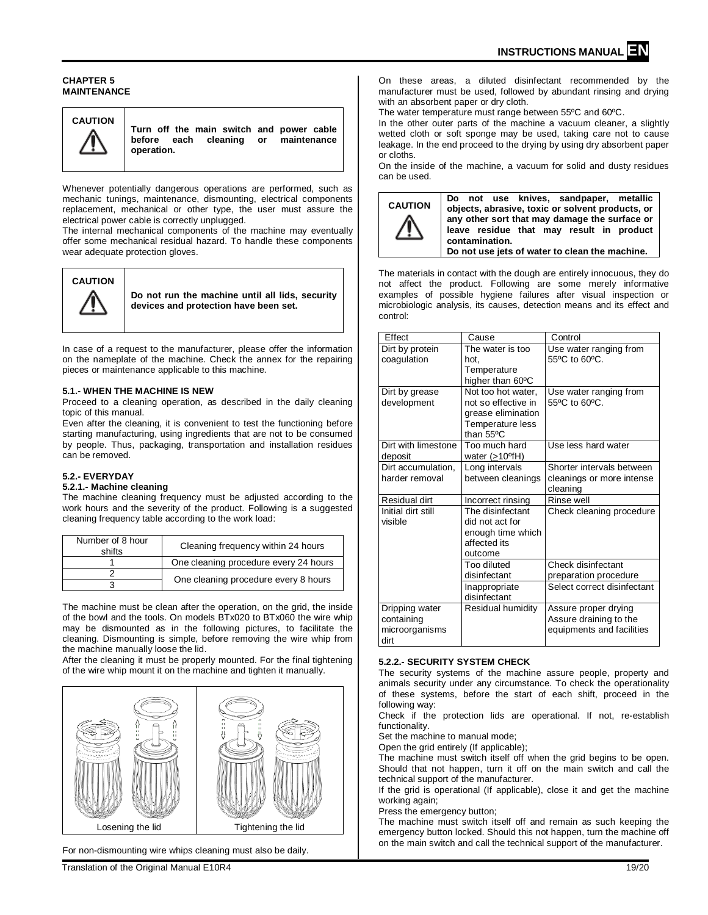# CHAPTER 5
# MAINTENANCE

| CAUTION | **Turn off the main switch and power cable before each cleaning or maintenance operation.** |
|---|---|

Whenever potentially dangerous operations are performed, such as mechanic tunings, maintenance, dismounting, electrical components replacement, mechanical or other type, the user must assure the electrical power cable is correctly unplugged.

The internal mechanical components of the machine may eventually offer some mechanical residual hazard. To handle these components wear adequate protection gloves.

| CAUTION | **Do not run the machine until all lids, security devices and protection have been set.** |
|---|---|

In case of a request to the manufacturer, please offer the information on the nameplate of the machine. Check the annex for the repairing pieces or maintenance applicable to this machine.

## 5.1.- WHEN THE MACHINE IS NEW

Proceed to a cleaning operation, as described in the daily cleaning topic of this manual.

Even after the cleaning, it is convenient to test the functioning before starting manufacturing, using ingredients that are not to be consumed by people. Thus, packaging, transportation and installation residues can be removed.

## 5.2.- EVERYDAY

### 5.2.1.- Machine cleaning

The machine cleaning frequency must be adjusted according to the work hours and the severity of the product. Following is a suggested cleaning frequency table according to the work load:

| Number of 8 hour shifts | Cleaning frequency within 24 hours |
|---|---|
| 1 | One cleaning procedure every 24 hours |
| 2 | One cleaning procedure every 8 hours |
| 3 | |

The machine must be clean after the operation, on the grid, the inside of the bowl and the tools. On models BTx020 to BTx060 the wire whip may be dismounted as in the following pictures, to facilitate the cleaning. Dismounting is simple, before removing the wire whip from the machine manually loose the lid.

After the cleaning it must be properly mounted. For the final tightening of the wire whip mount it on the machine and tighten it manually.

Losening the lid | Tightening the lid

For non-dismounting wire whips cleaning must also be daily.

On these areas, a diluted disinfectant recommended by the manufacturer must be used, followed by abundant rinsing and drying with an absorbent paper or dry cloth.

The water temperature must range between 55ºC and 60ºC.

In the other outer parts of the machine a vacuum cleaner, a slightly wetted cloth or soft sponge may be used, taking care not to cause leakage. In the end proceed to the drying by using dry absorbent paper or cloths.

On the inside of the machine, a vacuum for solid and dusty residues can be used.

| CAUTION | **Do not use knives, sandpaper, metallic objects, abrasive, toxic or solvent products, or any other sort that may damage the surface or leave residue that may result in product contamination.**<br>**Do not use jets of water to clean the machine.** |
|---|---|

The materials in contact with the dough are entirely innocuous, they do not affect the product. Following are some merely informative examples of possible hygiene failures after visual inspection or microbiologic analysis, its causes, detection means and its effect and control:

| Effect | Cause | Control |
|---|---|---|
| Dirt by protein coagulation | The water is too hot, Temperature higher than 60ºC | Use water ranging from 55ºC to 60ºC. |
| Dirt by grease development | Not too hot water, not so effective in grease elimination Temperature less than 55ºC | Use water ranging from 55ºC to 60ºC. |
| Dirt with limestone deposit | Too much hard water (>10ºfH) | Use less hard water |
| Dirt accumulation, harder removal | Long intervals between cleanings | Shorter intervals between cleanings or more intense cleaning |
| Residual dirt | Incorrect rinsing | Rinse well |
| Initial dirt still visible | The disinfectant did not act for enough time which affected its outcome | Check cleaning procedure |
| | Too diluted disinfectant | Check disinfectant preparation procedure |
| | Inappropriate disinfectant | Select correct disinfectant |
| Dripping water containing microorganisms dirt | Residual humidity | Assure proper drying Assure draining to the equipments and facilities |

### 5.2.2.- SECURITY SYSTEM CHECK

The security systems of the machine assure people, property and animals security under any circumstance. To check the operationality of these systems, before the start of each shift, proceed in the following way:

Check if the protection lids are operational. If not, re-establish functionality.

Set the machine to manual mode;

Open the grid entirely (If applicable);

The machine must switch itself off when the grid begins to be open. Should that not happen, turn it off on the main switch and call the technical support of the manufacturer.

If the grid is operational (If applicable), close it and get the machine working again;

Press the emergency button;

The machine must switch itself off and remain as such keeping the emergency button locked. Should this not happen, turn the machine off on the main switch and call the technical support of the manufacturer.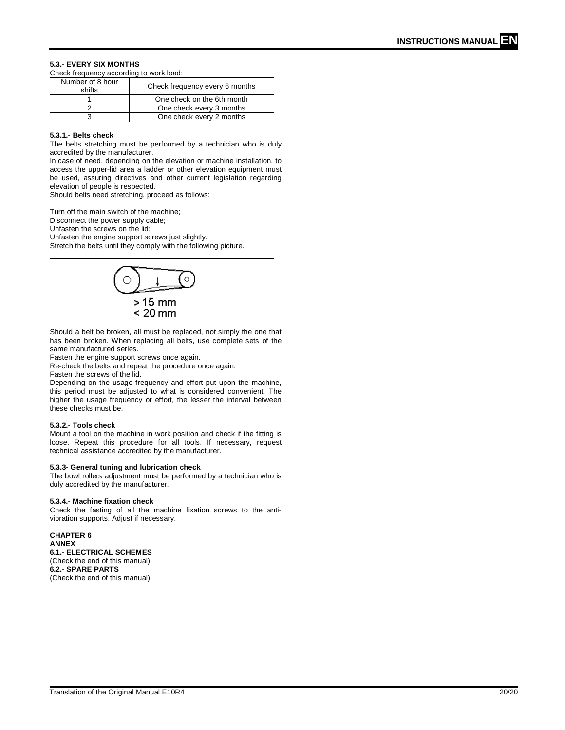**5.3.- EVERY SIX MONTHS**

Check frequency according to work load:

| Number of 8 hour shifts | Check frequency every 6 months |
|---|---|
| 1 | One check on the 6th month |
| 2 | One check every 3 months |
| 3 | One check every 2 months |

**5.3.1.- Belts check**

The belts stretching must be performed by a technician who is duly accredited by the manufacturer.

In case of need, depending on the elevation or machine installation, to access the upper-lid area a ladder or other elevation equipment must be used, assuring directives and other current legislation regarding elevation of people is respected.

Should belts need stretching, proceed as follows:

Turn off the main switch of the machine;
Disconnect the power supply cable;
Unfasten the screws on the lid;
Unfasten the engine support screws just slightly.
Stretch the belts until they comply with the following picture.

$> 15$ mm
$< 20$ mm

Should a belt be broken, all must be replaced, not simply the one that has been broken. When replacing all belts, use complete sets of the same manufactured series.

Fasten the engine support screws once again.
Re-check the belts and repeat the procedure once again.
Fasten the screws of the lid.

Depending on the usage frequency and effort put upon the machine, this period must be adjusted to what is considered convenient. The higher the usage frequency or effort, the lesser the interval between these checks must be.

**5.3.2.- Tools check**

Mount a tool on the machine in work position and check if the fitting is loose. Repeat this procedure for all tools. If necessary, request technical assistance accredited by the manufacturer.

**5.3.3- General tuning and lubrication check**

The bowl rollers adjustment must be performed by a technician who is duly accredited by the manufacturer.

**5.3.4.- Machine fixation check**

Check the fasting of all the machine fixation screws to the anti-vibration supports. Adjust if necessary.

**CHAPTER 6**
**ANNEX**
**6.1.- ELECTRICAL SCHEMES**
(Check the end of this manual)
**6.2.- SPARE PARTS**
(Check the end of this manual)